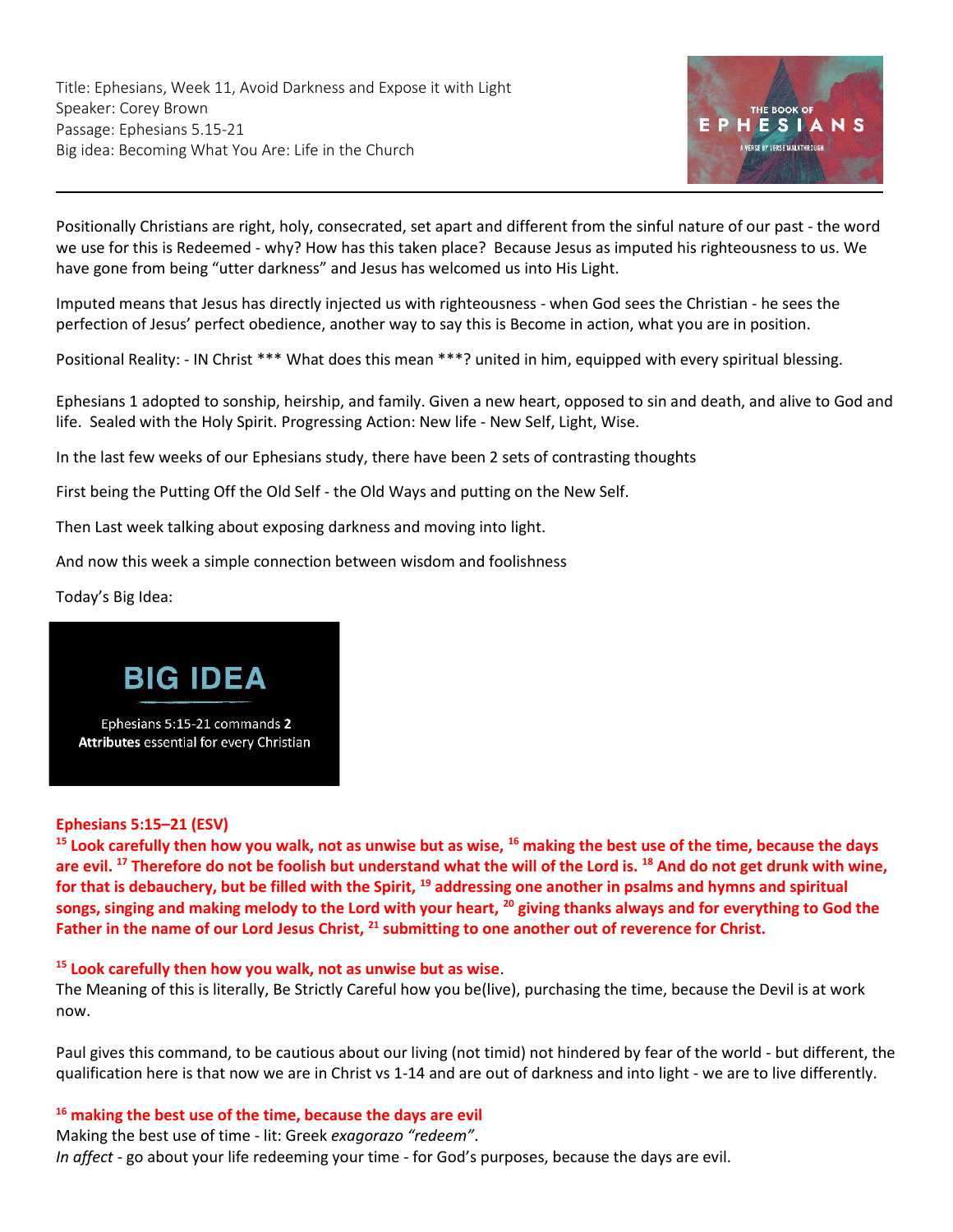Title: Ephesians, Week 11, Avoid Darkness and Expose it with Light
Speaker: Corey Brown
Passage: Ephesians 5.15-21
Big idea: Becoming What You Are: Life in the Church

THE BOOK OF
EPHESIANS
A VERSE BY VERSE WALKTHROUGH

---

Positionally Christians are right, holy, consecrated, set apart and different from the sinful nature of our past - the word we use for this is Redeemed - why? How has this taken place? Because Jesus as imputed his righteousness to us. We have gone from being "utter darkness" and Jesus has welcomed us into His Light.

Imputed means that Jesus has directly injected us with righteousness - when God sees the Christian - he sees the perfection of Jesus' perfect obedience, another way to say this is Become in action, what you are in position.

Positional Reality: - IN Christ *** What does this mean ***? united in him, equipped with every spiritual blessing.

Ephesians 1 adopted to sonship, heirship, and family. Given a new heart, opposed to sin and death, and alive to God and life. Sealed with the Holy Spirit. Progressing Action: New life - New Self, Light, Wise.

In the last few weeks of our Ephesians study, there have been 2 sets of contrasting thoughts

First being the Putting Off the Old Self - the Old Ways and putting on the New Self.

Then Last week talking about exposing darkness and moving into light.

And now this week a simple connection between wisdom and foolishness

Today's Big Idea:

**BIG IDEA**

Ephesians 5:15-21 commands **2 Attributes** essential for every Christian

**Ephesians 5:15–21 (ESV)**
**[15] Look carefully then how you walk, not as unwise but as wise, [16] making the best use of the time, because the days are evil. [17] Therefore do not be foolish but understand what the will of the Lord is. [18] And do not get drunk with wine, for that is debauchery, but be filled with the Spirit, [19] addressing one another in psalms and hymns and spiritual songs, singing and making melody to the Lord with your heart, [20] giving thanks always and for everything to God the Father in the name of our Lord Jesus Christ, [21] submitting to one another out of reverence for Christ.**

**[15] Look carefully then how you walk, not as unwise but as wise**.
The Meaning of this is literally, Be Strictly Careful how you be(live), purchasing the time, because the Devil is at work now.

Paul gives this command, to be cautious about our living (not timid) not hindered by fear of the world - but different, the qualification here is that now we are in Christ vs 1-14 and are out of darkness and into light - we are to live differently.

**[16] making the best use of the time, because the days are evil**
Making the best use of time - lit: Greek *exagorazo "redeem"*.
*In affect* - go about your life redeeming your time - for God's purposes, because the days are evil.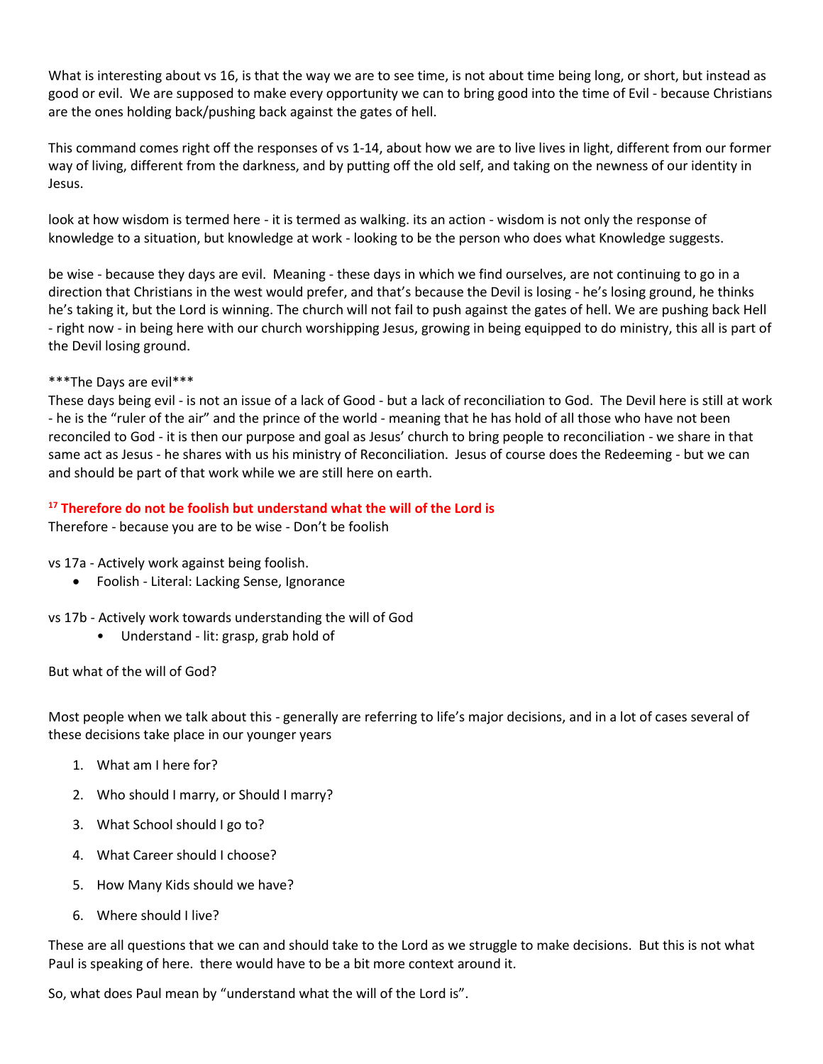What is interesting about vs 16, is that the way we are to see time, is not about time being long, or short, but instead as good or evil. We are supposed to make every opportunity we can to bring good into the time of Evil - because Christians are the ones holding back/pushing back against the gates of hell.

This command comes right off the responses of vs 1-14, about how we are to live lives in light, different from our former way of living, different from the darkness, and by putting off the old self, and taking on the newness of our identity in Jesus.

look at how wisdom is termed here - it is termed as walking. its an action - wisdom is not only the response of knowledge to a situation, but knowledge at work - looking to be the person who does what Knowledge suggests.

be wise - because they days are evil. Meaning - these days in which we find ourselves, are not continuing to go in a direction that Christians in the west would prefer, and that's because the Devil is losing - he's losing ground, he thinks he's taking it, but the Lord is winning. The church will not fail to push against the gates of hell. We are pushing back Hell - right now - in being here with our church worshipping Jesus, growing in being equipped to do ministry, this all is part of the Devil losing ground.

***The Days are evil***
These days being evil - is not an issue of a lack of Good - but a lack of reconciliation to God. The Devil here is still at work - he is the "ruler of the air" and the prince of the world - meaning that he has hold of all those who have not been reconciled to God - it is then our purpose and goal as Jesus' church to bring people to reconciliation - we share in that same act as Jesus - he shares with us his ministry of Reconciliation. Jesus of course does the Redeeming - but we can and should be part of that work while we are still here on earth.

**[17] Therefore do not be foolish but understand what the will of the Lord is**
Therefore - because you are to be wise - Don't be foolish

vs 17a - Actively work against being foolish.

- Foolish - Literal: Lacking Sense, Ignorance

vs 17b - Actively work towards understanding the will of God

- Understand - lit: grasp, grab hold of

But what of the will of God?

Most people when we talk about this - generally are referring to life's major decisions, and in a lot of cases several of these decisions take place in our younger years

1. What am I here for?
2. Who should I marry, or Should I marry?
3. What School should I go to?
4. What Career should I choose?
5. How Many Kids should we have?
6. Where should I live?

These are all questions that we can and should take to the Lord as we struggle to make decisions. But this is not what Paul is speaking of here. there would have to be a bit more context around it.

So, what does Paul mean by "understand what the will of the Lord is".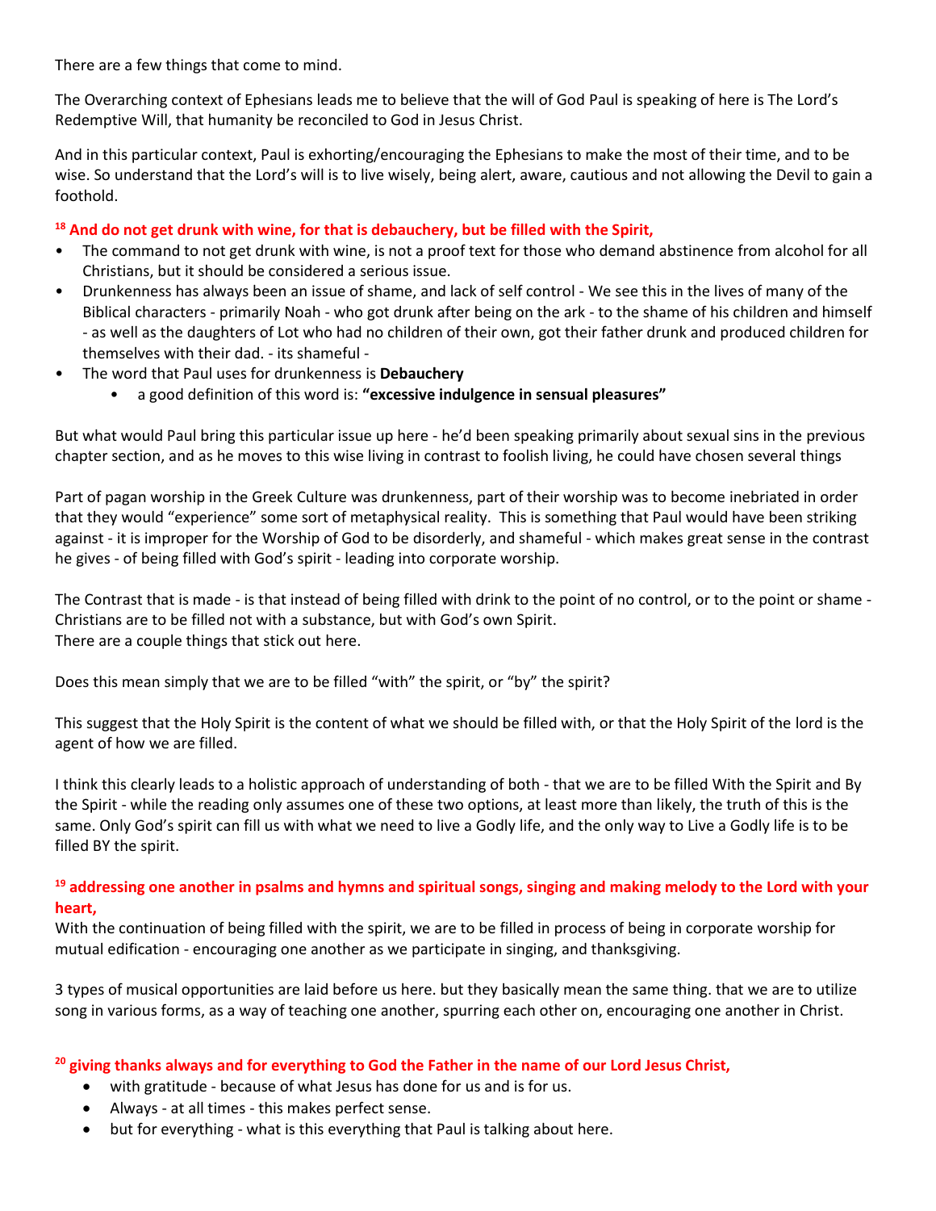There are a few things that come to mind.

The Overarching context of Ephesians leads me to believe that the will of God Paul is speaking of here is The Lord's Redemptive Will, that humanity be reconciled to God in Jesus Christ.

And in this particular context, Paul is exhorting/encouraging the Ephesians to make the most of their time, and to be wise. So understand that the Lord's will is to live wisely, being alert, aware, cautious and not allowing the Devil to gain a foothold.

**[18] And do not get drunk with wine, for that is debauchery, but be filled with the Spirit,**

- The command to not get drunk with wine, is not a proof text for those who demand abstinence from alcohol for all Christians, but it should be considered a serious issue.
- Drunkenness has always been an issue of shame, and lack of self control - We see this in the lives of many of the Biblical characters - primarily Noah - who got drunk after being on the ark - to the shame of his children and himself - as well as the daughters of Lot who had no children of their own, got their father drunk and produced children for themselves with their dad. - its shameful -
- The word that Paul uses for drunkenness is **Debauchery**
    - a good definition of this word is: **"excessive indulgence in sensual pleasures"**

But what would Paul bring this particular issue up here - he'd been speaking primarily about sexual sins in the previous chapter section, and as he moves to this wise living in contrast to foolish living, he could have chosen several things

Part of pagan worship in the Greek Culture was drunkenness, part of their worship was to become inebriated in order that they would "experience" some sort of metaphysical reality. This is something that Paul would have been striking against - it is improper for the Worship of God to be disorderly, and shameful - which makes great sense in the contrast he gives - of being filled with God's spirit - leading into corporate worship.

The Contrast that is made - is that instead of being filled with drink to the point of no control, or to the point or shame - Christians are to be filled not with a substance, but with God's own Spirit.
There are a couple things that stick out here.

Does this mean simply that we are to be filled "with" the spirit, or "by" the spirit?

This suggest that the Holy Spirit is the content of what we should be filled with, or that the Holy Spirit of the lord is the agent of how we are filled.

I think this clearly leads to a holistic approach of understanding of both - that we are to be filled With the Spirit and By the Spirit - while the reading only assumes one of these two options, at least more than likely, the truth of this is the same. Only God's spirit can fill us with what we need to live a Godly life, and the only way to Live a Godly life is to be filled BY the spirit.

**[19] addressing one another in psalms and hymns and spiritual songs, singing and making melody to the Lord with your heart,**
With the continuation of being filled with the spirit, we are to be filled in process of being in corporate worship for mutual edification - encouraging one another as we participate in singing, and thanksgiving.

3 types of musical opportunities are laid before us here. but they basically mean the same thing. that we are to utilize song in various forms, as a way of teaching one another, spurring each other on, encouraging one another in Christ.

**[20] giving thanks always and for everything to God the Father in the name of our Lord Jesus Christ,**

- with gratitude - because of what Jesus has done for us and is for us.
- Always - at all times - this makes perfect sense.
- but for everything - what is this everything that Paul is talking about here.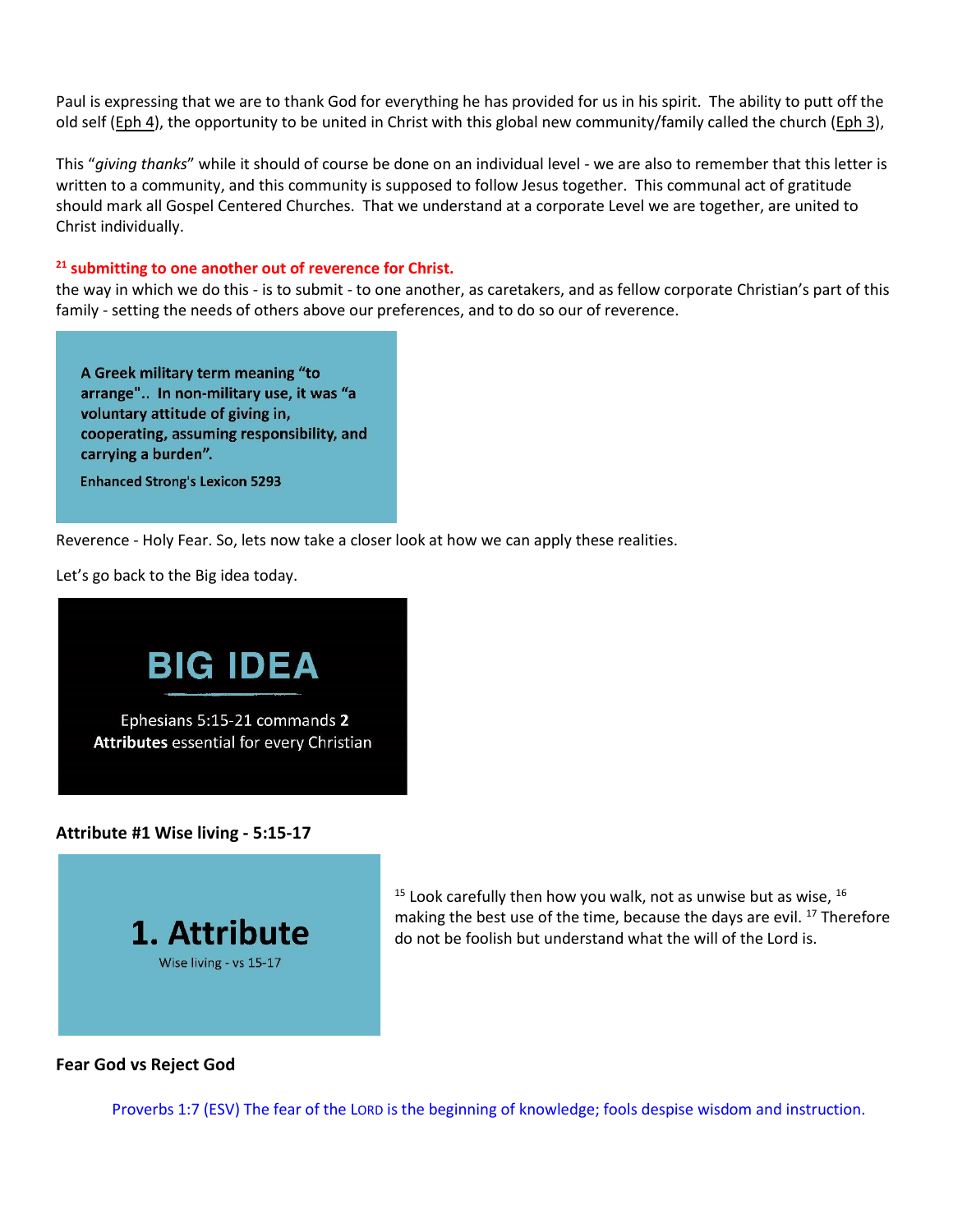Paul is expressing that we are to thank God for everything he has provided for us in his spirit. The ability to putt off the old self (Eph 4), the opportunity to be united in Christ with this global new community/family called the church (Eph 3),

This "*giving thanks*" while it should of course be done on an individual level - we are also to remember that this letter is written to a community, and this community is supposed to follow Jesus together. This communal act of gratitude should mark all Gospel Centered Churches. That we understand at a corporate Level we are together, are united to Christ individually.

**[21] submitting to one another out of reverence for Christ.**
the way in which we do this - is to submit - to one another, as caretakers, and as fellow corporate Christian's part of this family - setting the needs of others above our preferences, and to do so our of reverence.

**A Greek military term meaning "to arrange".. In non-military use, it was "a voluntary attitude of giving in, cooperating, assuming responsibility, and carrying a burden".**

**Enhanced Strong's Lexicon 5293**

Reverence - Holy Fear. So, lets now take a closer look at how we can apply these realities.

Let's go back to the Big idea today.

**BIG IDEA**

Ephesians 5:15-21 commands **2 Attributes** essential for every Christian

**Attribute #1 Wise living - 5:15-17**

**1. Attribute**

Wise living - vs 15-17

[15] Look carefully then how you walk, not as unwise but as wise, [16] making the best use of the time, because the days are evil. [17] Therefore do not be foolish but understand what the will of the Lord is.

**Fear God vs Reject God**

Proverbs 1:7 (ESV) The fear of the LORD is the beginning of knowledge; fools despise wisdom and instruction.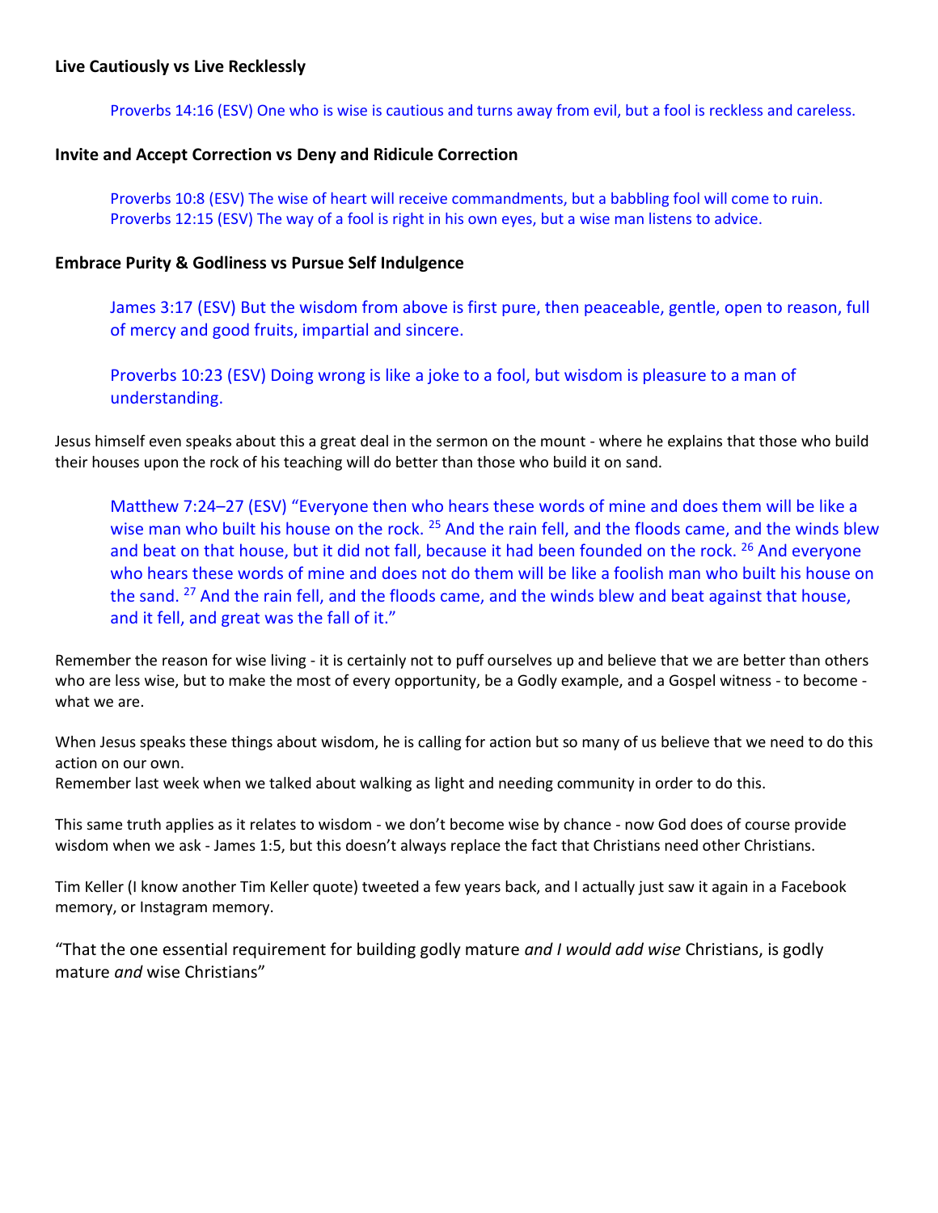**Live Cautiously vs Live Recklessly**

> Proverbs 14:16 (ESV) One who is wise is cautious and turns away from evil, but a fool is reckless and careless.

**Invite and Accept Correction vs Deny and Ridicule Correction**

> Proverbs 10:8 (ESV) The wise of heart will receive commandments, but a babbling fool will come to ruin.
> Proverbs 12:15 (ESV) The way of a fool is right in his own eyes, but a wise man listens to advice.

**Embrace Purity & Godliness vs Pursue Self Indulgence**

> James 3:17 (ESV) But the wisdom from above is first pure, then peaceable, gentle, open to reason, full of mercy and good fruits, impartial and sincere.
>
> Proverbs 10:23 (ESV) Doing wrong is like a joke to a fool, but wisdom is pleasure to a man of understanding.

Jesus himself even speaks about this a great deal in the sermon on the mount - where he explains that those who build their houses upon the rock of his teaching will do better than those who build it on sand.

> Matthew 7:24–27 (ESV) "Everyone then who hears these words of mine and does them will be like a wise man who built his house on the rock. [25] And the rain fell, and the floods came, and the winds blew and beat on that house, but it did not fall, because it had been founded on the rock. [26] And everyone who hears these words of mine and does not do them will be like a foolish man who built his house on the sand. [27] And the rain fell, and the floods came, and the winds blew and beat against that house, and it fell, and great was the fall of it."

Remember the reason for wise living - it is certainly not to puff ourselves up and believe that we are better than others who are less wise, but to make the most of every opportunity, be a Godly example, and a Gospel witness - to become - what we are.

When Jesus speaks these things about wisdom, he is calling for action but so many of us believe that we need to do this action on our own.
Remember last week when we talked about walking as light and needing community in order to do this.

This same truth applies as it relates to wisdom - we don't become wise by chance - now God does of course provide wisdom when we ask - James 1:5, but this doesn't always replace the fact that Christians need other Christians.

Tim Keller (I know another Tim Keller quote) tweeted a few years back, and I actually just saw it again in a Facebook memory, or Instagram memory.

"That the one essential requirement for building godly mature *and I would add wise* Christians, is godly mature *and* wise Christians"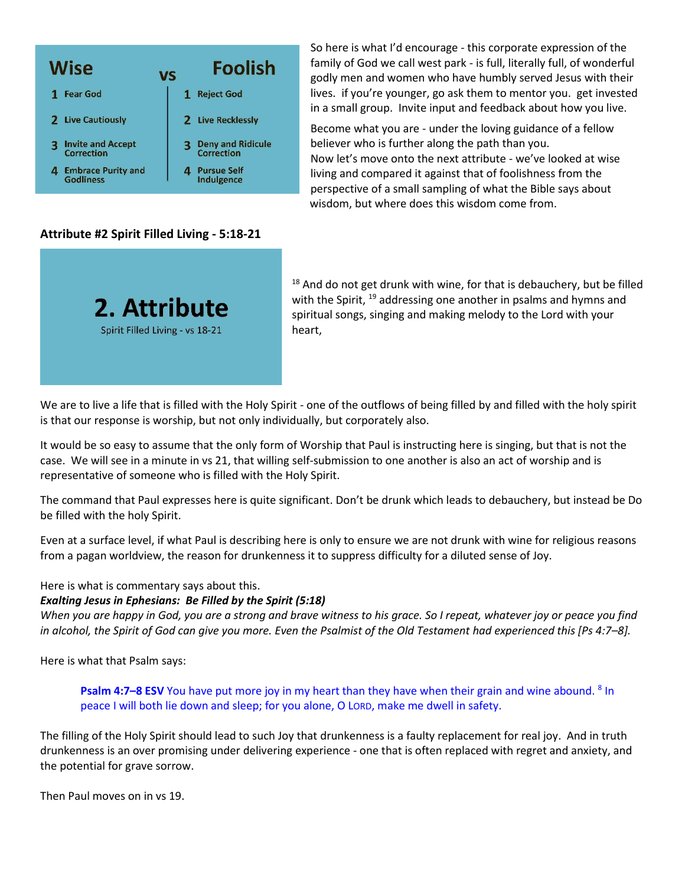| Wise | vs | Foolish |
| --- | --- | --- |
| 1 Fear God | | 1 Reject God |
| 2 Live Cautiously | | 2 Live Recklessly |
| 3 Invite and Accept Correction | | 3 Deny and Ridicule Correction |
| 4 Embrace Purity and Godliness | | 4 Pursue Self Indulgence |

So here is what I'd encourage - this corporate expression of the family of God we call west park - is full, literally full, of wonderful godly men and women who have humbly served Jesus with their lives. if you're younger, go ask them to mentor you. get invested in a small group. Invite input and feedback about how you live.

Become what you are - under the loving guidance of a fellow believer who is further along the path than you.
Now let's move onto the next attribute - we've looked at wise living and compared it against that of foolishness from the perspective of a small sampling of what the Bible says about wisdom, but where does this wisdom come from.

**Attribute #2 Spirit Filled Living - 5:18-21**

**2. Attribute**

Spirit Filled Living - vs 18-21

[18] And do not get drunk with wine, for that is debauchery, but be filled with the Spirit, [19] addressing one another in psalms and hymns and spiritual songs, singing and making melody to the Lord with your heart,

We are to live a life that is filled with the Holy Spirit - one of the outflows of being filled by and filled with the holy spirit is that our response is worship, but not only individually, but corporately also.

It would be so easy to assume that the only form of Worship that Paul is instructing here is singing, but that is not the case. We will see in a minute in vs 21, that willing self-submission to one another is also an act of worship and is representative of someone who is filled with the Holy Spirit.

The command that Paul expresses here is quite significant. Don't be drunk which leads to debauchery, but instead be Do be filled with the holy Spirit.

Even at a surface level, if what Paul is describing here is only to ensure we are not drunk with wine for religious reasons from a pagan worldview, the reason for drunkenness it to suppress difficulty for a diluted sense of Joy.

Here is what is commentary says about this.
***Exalting Jesus in Ephesians: Be Filled by the Spirit (5:18)***
*When you are happy in God, you are a strong and brave witness to his grace. So I repeat, whatever joy or peace you find in alcohol, the Spirit of God can give you more. Even the Psalmist of the Old Testament had experienced this [Ps 4:7–8].*

Here is what that Psalm says:

> **Psalm 4:7–8 ESV** You have put more joy in my heart than they have when their grain and wine abound. [8] In peace I will both lie down and sleep; for you alone, O LORD, make me dwell in safety.

The filling of the Holy Spirit should lead to such Joy that drunkenness is a faulty replacement for real joy. And in truth drunkenness is an over promising under delivering experience - one that is often replaced with regret and anxiety, and the potential for grave sorrow.

Then Paul moves on in vs 19.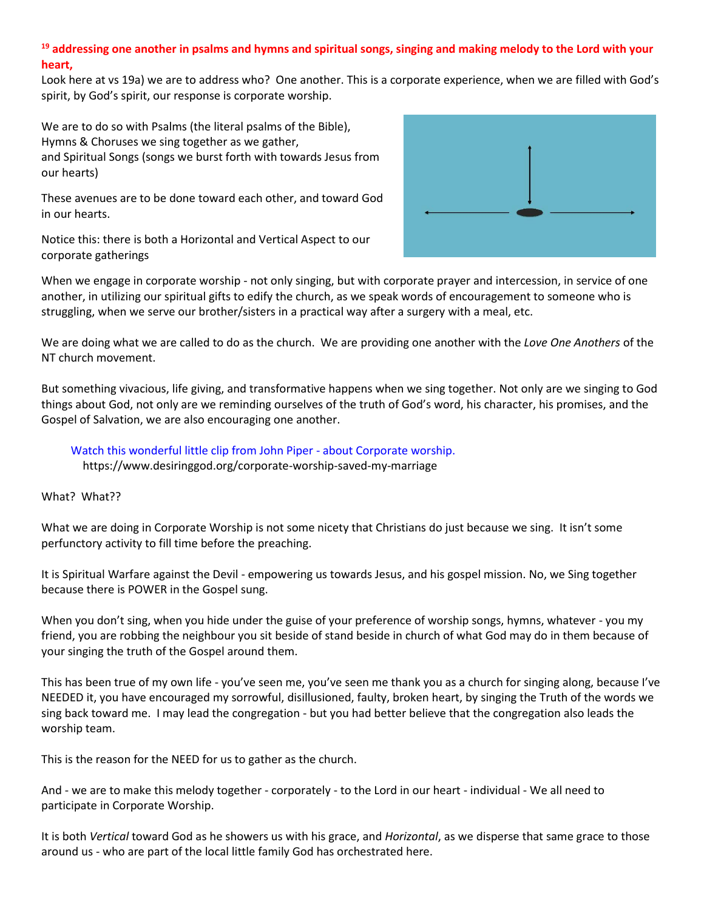**[19] addressing one another in psalms and hymns and spiritual songs, singing and making melody to the Lord with your heart,**

Look here at vs 19a) we are to address who? One another. This is a corporate experience, when we are filled with God's spirit, by God's spirit, our response is corporate worship.

We are to do so with Psalms (the literal psalms of the Bible),
Hymns & Choruses we sing together as we gather,
and Spiritual Songs (songs we burst forth with towards Jesus from our hearts)

These avenues are to be done toward each other, and toward God in our hearts.

Notice this: there is both a Horizontal and Vertical Aspect to our corporate gatherings

When we engage in corporate worship - not only singing, but with corporate prayer and intercession, in service of one another, in utilizing our spiritual gifts to edify the church, as we speak words of encouragement to someone who is struggling, when we serve our brother/sisters in a practical way after a surgery with a meal, etc.

We are doing what we are called to do as the church. We are providing one another with the *Love One Anothers* of the NT church movement.

But something vivacious, life giving, and transformative happens when we sing together. Not only are we singing to God things about God, not only are we reminding ourselves of the truth of God's word, his character, his promises, and the Gospel of Salvation, we are also encouraging one another.

Watch this wonderful little clip from John Piper - about Corporate worship.
https://www.desiringgod.org/corporate-worship-saved-my-marriage

What? What??

What we are doing in Corporate Worship is not some nicety that Christians do just because we sing. It isn't some perfunctory activity to fill time before the preaching.

It is Spiritual Warfare against the Devil - empowering us towards Jesus, and his gospel mission. No, we Sing together because there is POWER in the Gospel sung.

When you don't sing, when you hide under the guise of your preference of worship songs, hymns, whatever - you my friend, you are robbing the neighbour you sit beside of stand beside in church of what God may do in them because of your singing the truth of the Gospel around them.

This has been true of my own life - you've seen me, you've seen me thank you as a church for singing along, because I've NEEDED it, you have encouraged my sorrowful, disillusioned, faulty, broken heart, by singing the Truth of the words we sing back toward me. I may lead the congregation - but you had better believe that the congregation also leads the worship team.

This is the reason for the NEED for us to gather as the church.

And - we are to make this melody together - corporately - to the Lord in our heart - individual - We all need to participate in Corporate Worship.

It is both *Vertical* toward God as he showers us with his grace, and *Horizontal*, as we disperse that same grace to those around us - who are part of the local little family God has orchestrated here.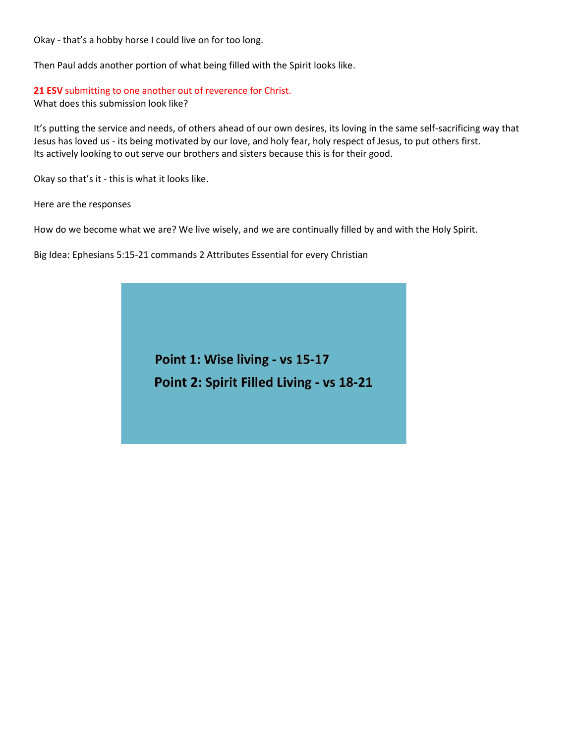Okay - that's a hobby horse I could live on for too long.

Then Paul adds another portion of what being filled with the Spirit looks like.

**21 ESV** submitting to one another out of reverence for Christ.
What does this submission look like?

It's putting the service and needs, of others ahead of our own desires, its loving in the same self-sacrificing way that Jesus has loved us - its being motivated by our love, and holy fear, holy respect of Jesus, to put others first.
Its actively looking to out serve our brothers and sisters because this is for their good.

Okay so that's it - this is what it looks like.

Here are the responses

How do we become what we are? We live wisely, and we are continually filled by and with the Holy Spirit.

Big Idea: Ephesians 5:15-21 commands 2 Attributes Essential for every Christian

**Point 1: Wise living - vs 15-17**

**Point 2: Spirit Filled Living - vs 18-21**